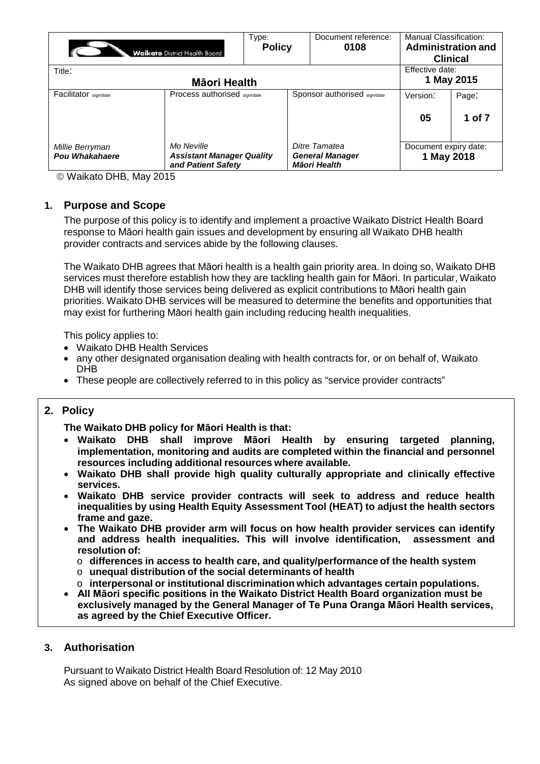| Waikato District Health Board | Type: **Policy** | Document reference: **0108** | Manual Classification: **Administration and Clinical** | |
|---|---|---|---|---|
| Title: **Māori Health** | | | Effective date: **1 May 2015** | |
| Facilitator sign/date | Process authorised sign/date | Sponsor authorised sign/date | Version: **05** | Page: **1 of 7** |
| *Millie Berryman* ***Pou Whakahaere*** | *Mo Neville* ***Assistant Manager Quality and Patient Safety*** | *Ditre Tamatea* ***General Manager Māori Health*** | Document expiry date: **1 May 2018** | |

© Waikato DHB, May 2015

## 1. Purpose and Scope

The purpose of this policy is to identify and implement a proactive Waikato District Health Board response to Māori health gain issues and development by ensuring all Waikato DHB health provider contracts and services abide by the following clauses.

The Waikato DHB agrees that Māori health is a health gain priority area. In doing so, Waikato DHB services must therefore establish how they are tackling health gain for Māori. In particular, Waikato DHB will identify those services being delivered as explicit contributions to Māori health gain priorities. Waikato DHB services will be measured to determine the benefits and opportunities that may exist for furthering Māori health gain including reducing health inequalities.

This policy applies to:

- Waikato DHB Health Services
- any other designated organisation dealing with health contracts for, or on behalf of, Waikato DHB
- These people are collectively referred to in this policy as "service provider contracts"

## 2. Policy

**The Waikato DHB policy for Māori Health is that:**

- **Waikato DHB shall improve Māori Health by ensuring targeted planning, implementation, monitoring and audits are completed within the financial and personnel resources including additional resources where available.**
- **Waikato DHB shall provide high quality culturally appropriate and clinically effective services.**
- **Waikato DHB service provider contracts will seek to address and reduce health inequalities by using Health Equity Assessment Tool (HEAT) to adjust the health sectors frame and gaze.**
- **The Waikato DHB provider arm will focus on how health provider services can identify and address health inequalities. This will involve identification, assessment and resolution of:**
  - **differences in access to health care, and quality/performance of the health system**
  - **unequal distribution of the social determinants of health**
  - **interpersonal or institutional discrimination which advantages certain populations.**
- **All Māori specific positions in the Waikato District Health Board organization must be exclusively managed by the General Manager of Te Puna Oranga Māori Health services, as agreed by the Chief Executive Officer.**

## 3. Authorisation

Pursuant to Waikato District Health Board Resolution of: 12 May 2010
As signed above on behalf of the Chief Executive.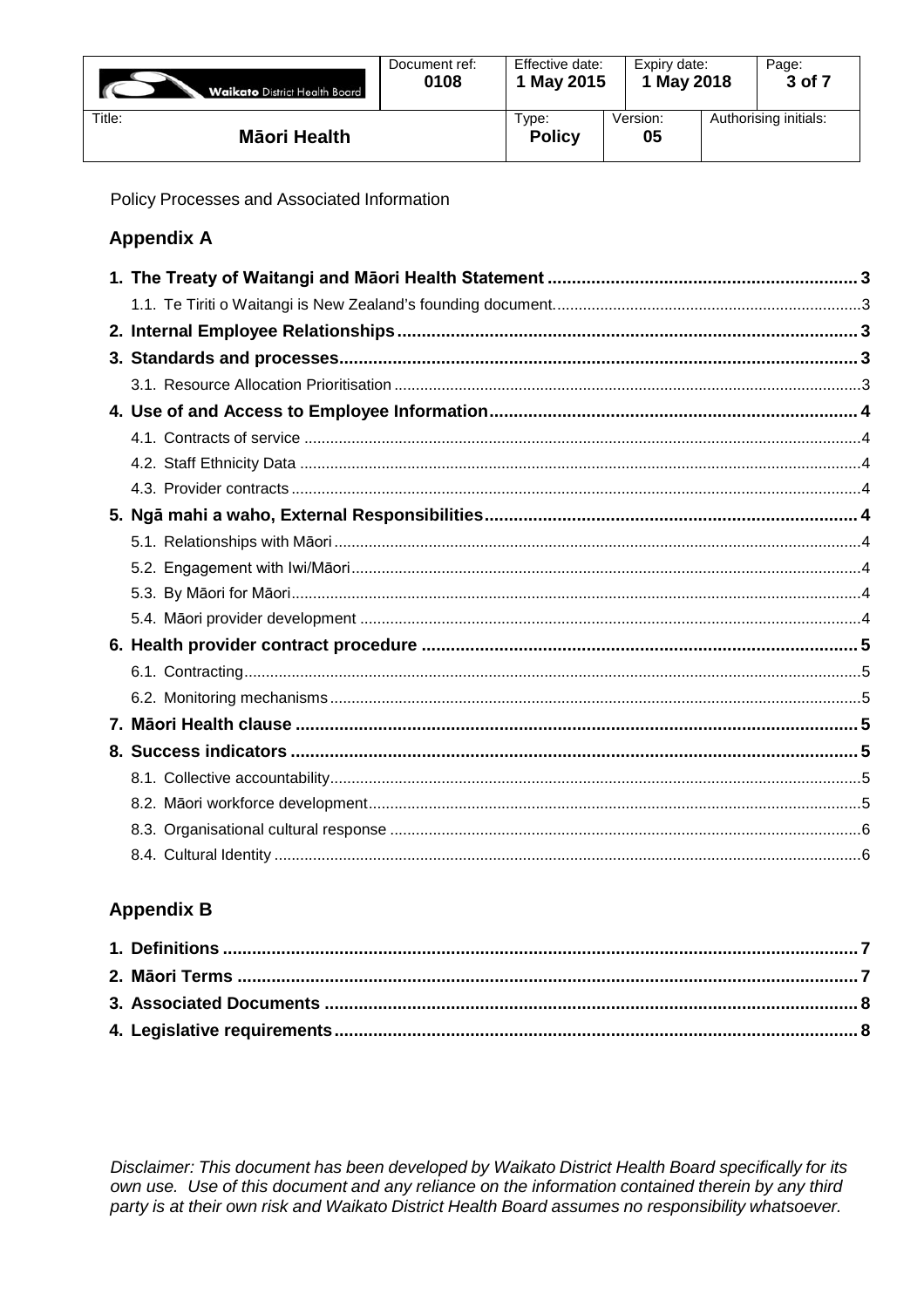Policy Processes and Associated Information

## Appendix A

**1. The Treaty of Waitangi and Māori Health Statement ............................................................. 3**

1.1. Te Tiriti o Waitangi is New Zealand's founding document. ..................................................... 3

**2. Internal Employee Relationships ............................................................................................ 3**

**3. Standards and processes ........................................................................................................ 3**

3.1. Resource Allocation Prioritisation ........................................................................................... 3

**4. Use of and Access to Employee Information .......................................................................... 4**

4.1. Contracts of service ................................................................................................................ 4

4.2. Staff Ethnicity Data ................................................................................................................. 4

4.3. Provider contracts ................................................................................................................... 4

**5. Ngā mahi a waho, External Responsibilities ........................................................................... 4**

5.1. Relationships with Māori ......................................................................................................... 4

5.2. Engagement with Iwi/Māori ..................................................................................................... 4

5.3. By Māori for Māori ................................................................................................................... 4

5.4. Māori provider development ................................................................................................... 4

**6. Health provider contract procedure ........................................................................................ 5**

6.1. Contracting ............................................................................................................................. 5

6.2. Monitoring mechanisms .......................................................................................................... 5

**7. Māori Health clause ................................................................................................................. 5**

**8. Success indicators .................................................................................................................. 5**

8.1. Collective accountability .......................................................................................................... 5

8.2. Māori workforce development ................................................................................................. 5

8.3. Organisational cultural response ............................................................................................ 6

8.4. Cultural Identity ....................................................................................................................... 6

## Appendix B

**1. Definitions ................................................................................................................................ 7**

**2. Māori Terms ............................................................................................................................. 7**

**3. Associated Documents ............................................................................................................ 8**

**4. Legislative requirements .......................................................................................................... 8**

*Disclaimer: This document has been developed by Waikato District Health Board specifically for its own use. Use of this document and any reliance on the information contained therein by any third party is at their own risk and Waikato District Health Board assumes no responsibility whatsoever.*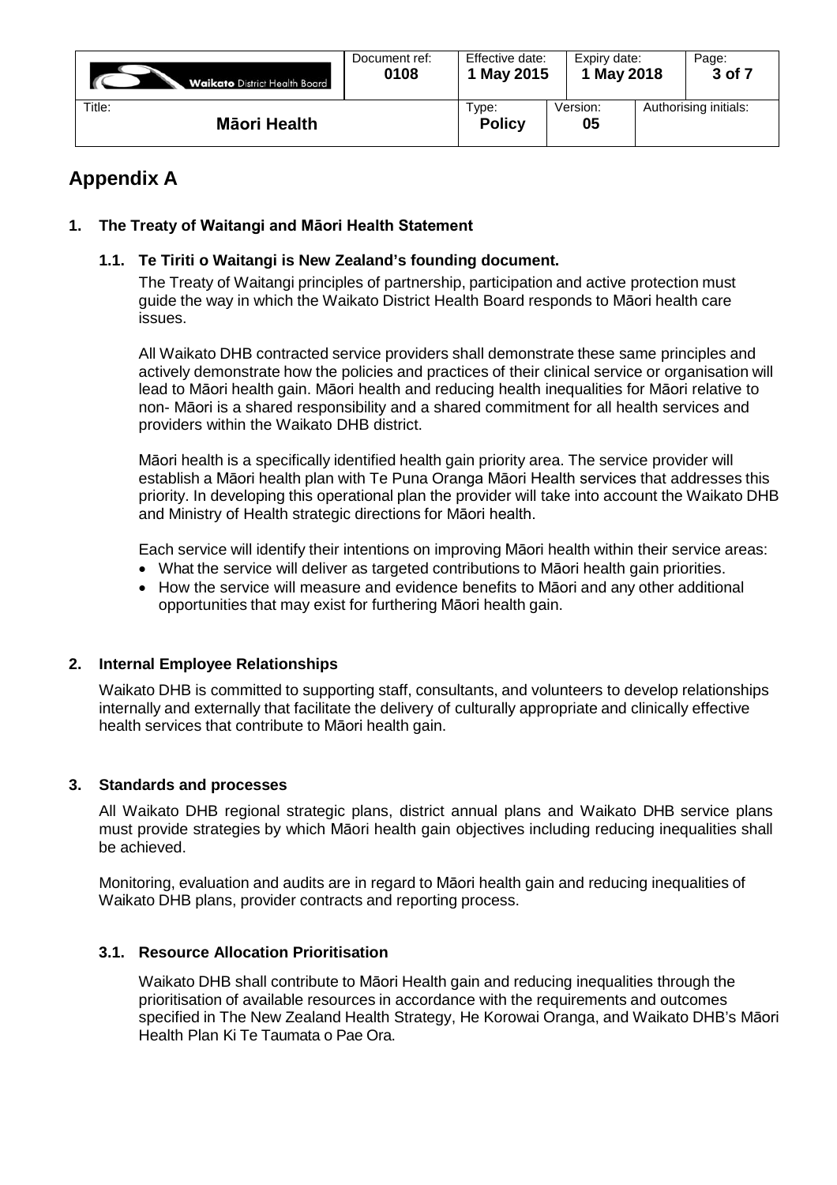# Appendix A

## 1. The Treaty of Waitangi and Māori Health Statement

### 1.1. Te Tiriti o Waitangi is New Zealand's founding document.

The Treaty of Waitangi principles of partnership, participation and active protection must guide the way in which the Waikato District Health Board responds to Māori health care issues.

All Waikato DHB contracted service providers shall demonstrate these same principles and actively demonstrate how the policies and practices of their clinical service or organisation will lead to Māori health gain. Māori health and reducing health inequalities for Māori relative to non- Māori is a shared responsibility and a shared commitment for all health services and providers within the Waikato DHB district.

Māori health is a specifically identified health gain priority area. The service provider will establish a Māori health plan with Te Puna Oranga Māori Health services that addresses this priority. In developing this operational plan the provider will take into account the Waikato DHB and Ministry of Health strategic directions for Māori health.

Each service will identify their intentions on improving Māori health within their service areas:

- What the service will deliver as targeted contributions to Māori health gain priorities.
- How the service will measure and evidence benefits to Māori and any other additional opportunities that may exist for furthering Māori health gain.

## 2. Internal Employee Relationships

Waikato DHB is committed to supporting staff, consultants, and volunteers to develop relationships internally and externally that facilitate the delivery of culturally appropriate and clinically effective health services that contribute to Māori health gain.

## 3. Standards and processes

All Waikato DHB regional strategic plans, district annual plans and Waikato DHB service plans must provide strategies by which Māori health gain objectives including reducing inequalities shall be achieved.

Monitoring, evaluation and audits are in regard to Māori health gain and reducing inequalities of Waikato DHB plans, provider contracts and reporting process.

### 3.1. Resource Allocation Prioritisation

Waikato DHB shall contribute to Māori Health gain and reducing inequalities through the prioritisation of available resources in accordance with the requirements and outcomes specified in The New Zealand Health Strategy, He Korowai Oranga, and Waikato DHB's Māori Health Plan Ki Te Taumata o Pae Ora.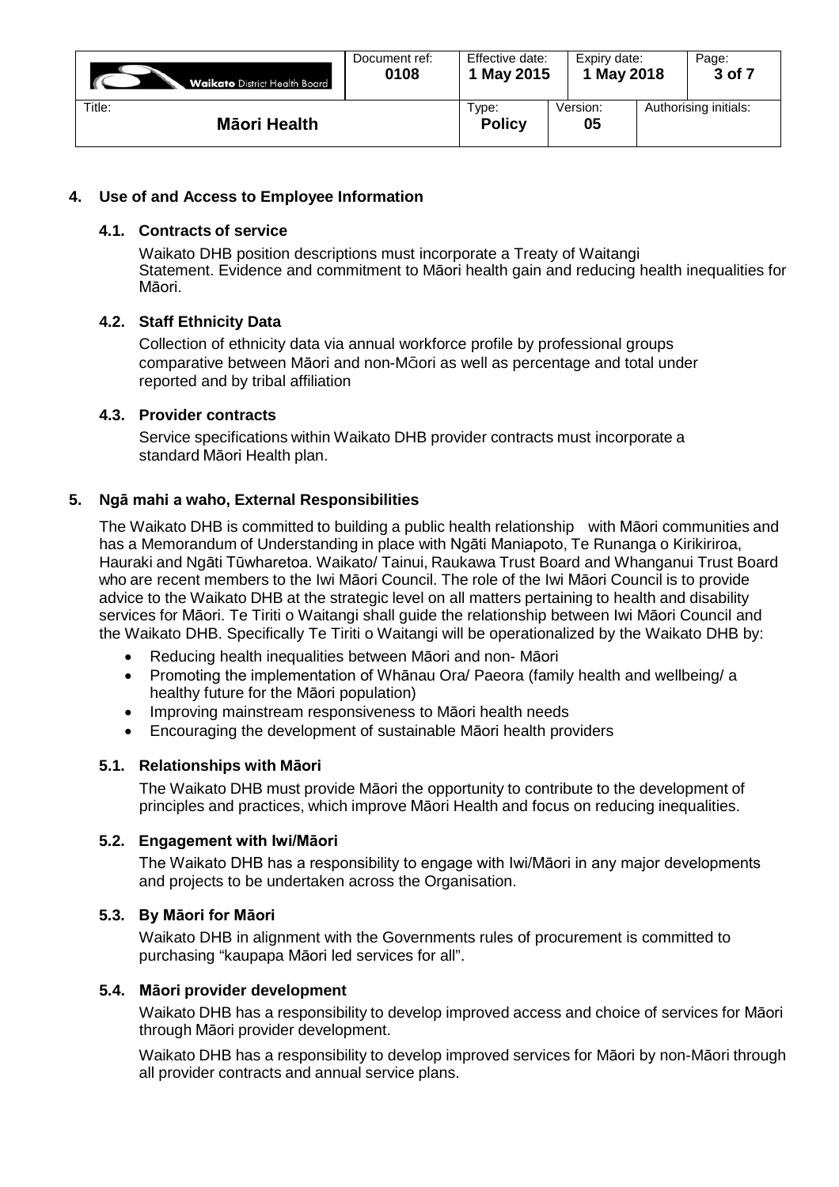## 4. Use of and Access to Employee Information

### 4.1. Contracts of service

Waikato DHB position descriptions must incorporate a Treaty of Waitangi Statement. Evidence and commitment to Māori health gain and reducing health inequalities for Māori.

### 4.2. Staff Ethnicity Data

Collection of ethnicity data via annual workforce profile by professional groups comparative between Māori and non-Māori as well as percentage and total under reported and by tribal affiliation

### 4.3. Provider contracts

Service specifications within Waikato DHB provider contracts must incorporate a standard Māori Health plan.

## 5. Ngā mahi a waho, External Responsibilities

The Waikato DHB is committed to building a public health relationship with Māori communities and has a Memorandum of Understanding in place with Ngāti Maniapoto, Te Runanga o Kirikiriroa, Hauraki and Ngāti Tūwharetoa. Waikato/ Tainui, Raukawa Trust Board and Whanganui Trust Board who are recent members to the Iwi Māori Council. The role of the Iwi Māori Council is to provide advice to the Waikato DHB at the strategic level on all matters pertaining to health and disability services for Māori. Te Tiriti o Waitangi shall guide the relationship between Iwi Māori Council and the Waikato DHB. Specifically Te Tiriti o Waitangi will be operationalized by the Waikato DHB by:

- Reducing health inequalities between Māori and non- Māori
- Promoting the implementation of Whānau Ora/ Paeora (family health and wellbeing/ a healthy future for the Māori population)
- Improving mainstream responsiveness to Māori health needs
- Encouraging the development of sustainable Māori health providers

### 5.1. Relationships with Māori

The Waikato DHB must provide Māori the opportunity to contribute to the development of principles and practices, which improve Māori Health and focus on reducing inequalities.

### 5.2. Engagement with Iwi/Māori

The Waikato DHB has a responsibility to engage with Iwi/Māori in any major developments and projects to be undertaken across the Organisation.

### 5.3. By Māori for Māori

Waikato DHB in alignment with the Governments rules of procurement is committed to purchasing "kaupapa Māori led services for all".

### 5.4. Māori provider development

Waikato DHB has a responsibility to develop improved access and choice of services for Māori through Māori provider development.

Waikato DHB has a responsibility to develop improved services for Māori by non-Māori through all provider contracts and annual service plans.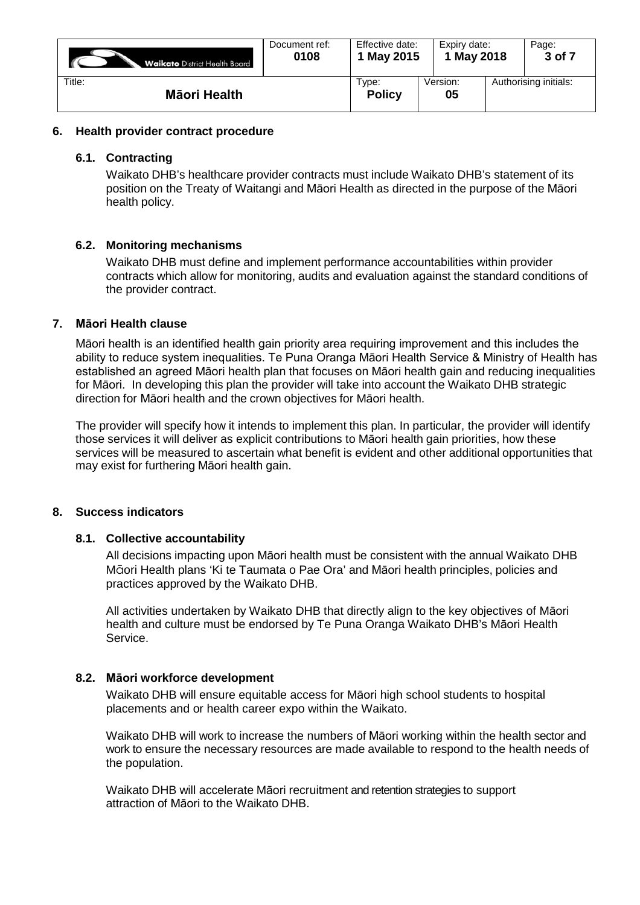## 6. Health provider contract procedure

### 6.1. Contracting

Waikato DHB's healthcare provider contracts must include Waikato DHB's statement of its position on the Treaty of Waitangi and Māori Health as directed in the purpose of the Māori health policy.

### 6.2. Monitoring mechanisms

Waikato DHB must define and implement performance accountabilities within provider contracts which allow for monitoring, audits and evaluation against the standard conditions of the provider contract.

## 7. Māori Health clause

Māori health is an identified health gain priority area requiring improvement and this includes the ability to reduce system inequalities. Te Puna Oranga Māori Health Service & Ministry of Health has established an agreed Māori health plan that focuses on Māori health gain and reducing inequalities for Māori. In developing this plan the provider will take into account the Waikato DHB strategic direction for Māori health and the crown objectives for Māori health.

The provider will specify how it intends to implement this plan. In particular, the provider will identify those services it will deliver as explicit contributions to Māori health gain priorities, how these services will be measured to ascertain what benefit is evident and other additional opportunities that may exist for furthering Māori health gain.

## 8. Success indicators

### 8.1. Collective accountability

All decisions impacting upon Māori health must be consistent with the annual Waikato DHB Māori Health plans 'Ki te Taumata o Pae Ora' and Māori health principles, policies and practices approved by the Waikato DHB.

All activities undertaken by Waikato DHB that directly align to the key objectives of Māori health and culture must be endorsed by Te Puna Oranga Waikato DHB's Māori Health Service.

### 8.2. Māori workforce development

Waikato DHB will ensure equitable access for Māori high school students to hospital placements and or health career expo within the Waikato.

Waikato DHB will work to increase the numbers of Māori working within the health sector and work to ensure the necessary resources are made available to respond to the health needs of the population.

Waikato DHB will accelerate Māori recruitment and retention strategies to support attraction of Māori to the Waikato DHB.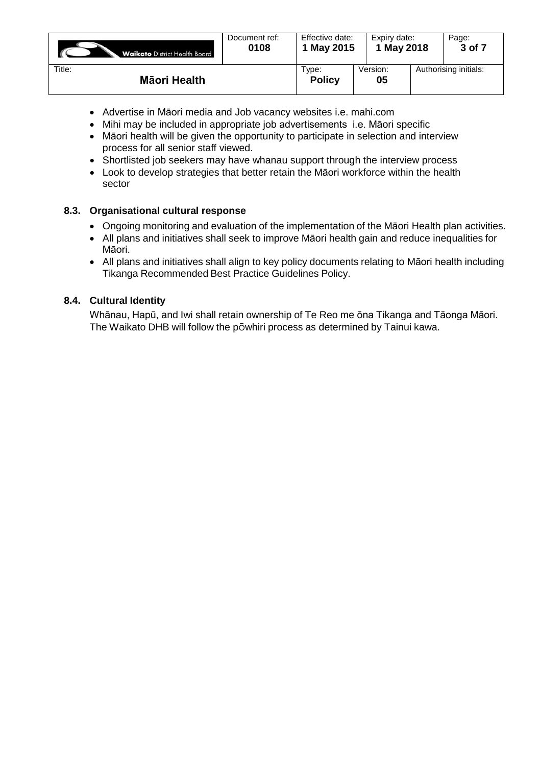- Advertise in Māori media and Job vacancy websites i.e. mahi.com
- Mihi may be included in appropriate job advertisements i.e. Māori specific
- Māori health will be given the opportunity to participate in selection and interview process for all senior staff viewed.
- Shortlisted job seekers may have whanau support through the interview process
- Look to develop strategies that better retain the Māori workforce within the health sector

### 8.3. Organisational cultural response

- Ongoing monitoring and evaluation of the implementation of the Māori Health plan activities.
- All plans and initiatives shall seek to improve Māori health gain and reduce inequalities for Māori.
- All plans and initiatives shall align to key policy documents relating to Māori health including Tikanga Recommended Best Practice Guidelines Policy.

### 8.4. Cultural Identity

Whānau, Hapū, and Iwi shall retain ownership of Te Reo me ōna Tikanga and Tāonga Māori. The Waikato DHB will follow the pōwhiri process as determined by Tainui kawa.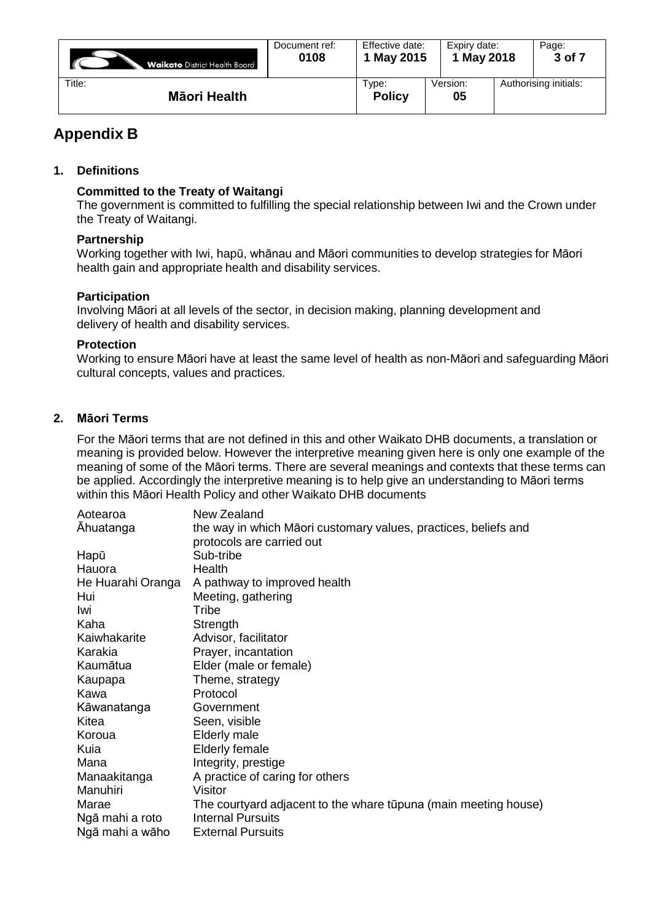# Appendix B

## 1. Definitions

**Committed to the Treaty of Waitangi**
The government is committed to fulfilling the special relationship between Iwi and the Crown under the Treaty of Waitangi.

**Partnership**
Working together with Iwi, hapū, whānau and Māori communities to develop strategies for Māori health gain and appropriate health and disability services.

**Participation**
Involving Māori at all levels of the sector, in decision making, planning development and delivery of health and disability services.

**Protection**
Working to ensure Māori have at least the same level of health as non-Māori and safeguarding Māori cultural concepts, values and practices.

## 2. Māori Terms

For the Māori terms that are not defined in this and other Waikato DHB documents, a translation or meaning is provided below. However the interpretive meaning given here is only one example of the meaning of some of the Māori terms. There are several meanings and contexts that these terms can be applied. Accordingly the interpretive meaning is to help give an understanding to Māori terms within this Māori Health Policy and other Waikato DHB documents

| | |
|---|---|
| Aotearoa | New Zealand |
| Āhuatanga | the way in which Māori customary values, practices, beliefs and protocols are carried out |
| Hapū | Sub-tribe |
| Hauora | Health |
| He Huarahi Oranga | A pathway to improved health |
| Hui | Meeting, gathering |
| Iwi | Tribe |
| Kaha | Strength |
| Kaiwhakarite | Advisor, facilitator |
| Karakia | Prayer, incantation |
| Kaumātua | Elder (male or female) |
| Kaupapa | Theme, strategy |
| Kawa | Protocol |
| Kāwanatanga | Government |
| Kitea | Seen, visible |
| Koroua | Elderly male |
| Kuia | Elderly female |
| Mana | Integrity, prestige |
| Manaakitanga | A practice of caring for others |
| Manuhiri | Visitor |
| Marae | The courtyard adjacent to the whare tūpuna (main meeting house) |
| Ngā mahi a roto | Internal Pursuits |
| Ngā mahi a wāho | External Pursuits |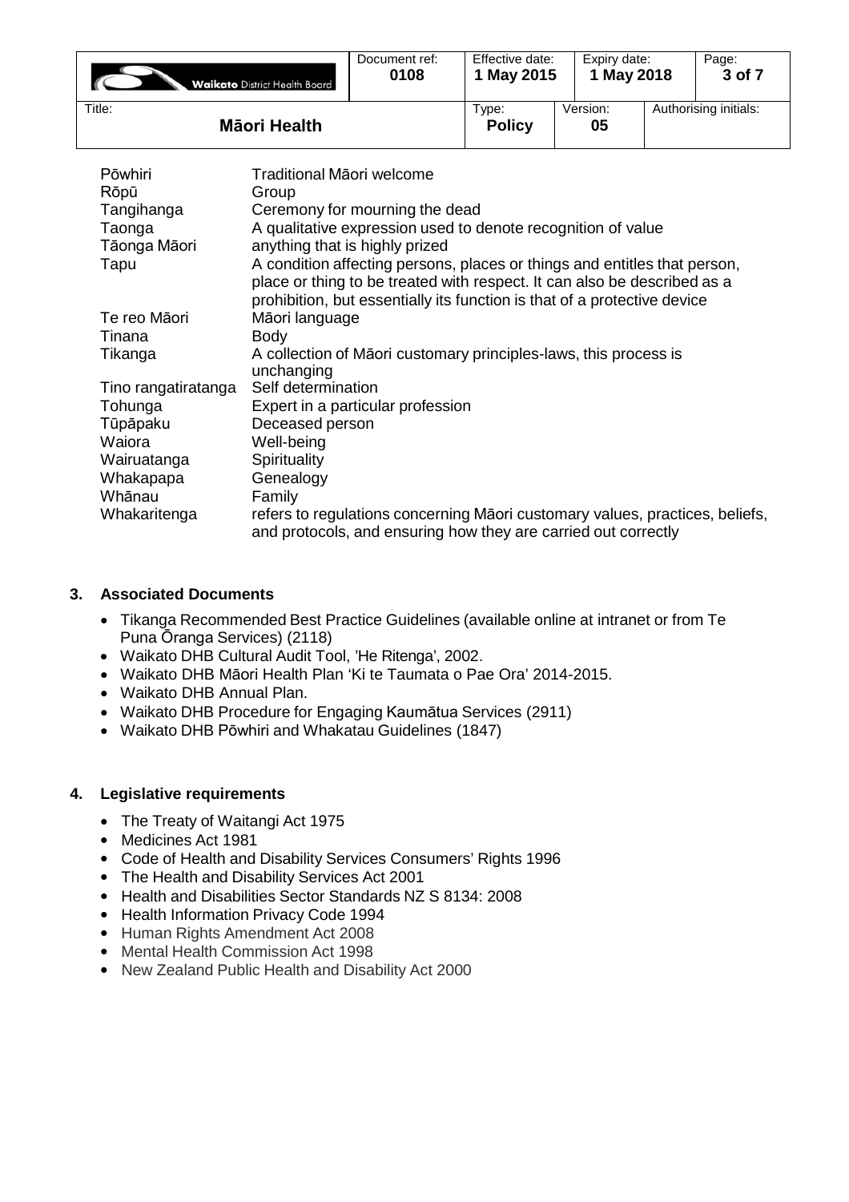| | |
|---|---|
| Pōwhiri | Traditional Māori welcome |
| Rōpū | Group |
| Tangihanga | Ceremony for mourning the dead |
| Taonga | A qualitative expression used to denote recognition of value |
| Tāonga Māori | anything that is highly prized |
| Tapu | A condition affecting persons, places or things and entitles that person, place or thing to be treated with respect. It can also be described as a prohibition, but essentially its function is that of a protective device |
| Te reo Māori | Māori language |
| Tinana | Body |
| Tikanga | A collection of Māori customary principles-laws, this process is unchanging |
| Tino rangatiratanga | Self determination |
| Tohunga | Expert in a particular profession |
| Tūpāpaku | Deceased person |
| Waiora | Well-being |
| Wairuatanga | Spirituality |
| Whakapapa | Genealogy |
| Whānau | Family |
| Whakaritenga | refers to regulations concerning Māori customary values, practices, beliefs, and protocols, and ensuring how they are carried out correctly |

## 3. Associated Documents

- Tikanga Recommended Best Practice Guidelines (available online at intranet or from Te Puna Ōranga Services) (2118)
- Waikato DHB Cultural Audit Tool, 'He Ritenga', 2002.
- Waikato DHB Māori Health Plan 'Ki te Taumata o Pae Ora' 2014-2015.
- Waikato DHB Annual Plan.
- Waikato DHB Procedure for Engaging Kaumātua Services (2911)
- Waikato DHB Pōwhiri and Whakatau Guidelines (1847)

## 4. Legislative requirements

- The Treaty of Waitangi Act 1975
- Medicines Act 1981
- Code of Health and Disability Services Consumers' Rights 1996
- The Health and Disability Services Act 2001
- Health and Disabilities Sector Standards NZ S 8134: 2008
- Health Information Privacy Code 1994
- Human Rights Amendment Act 2008
- Mental Health Commission Act 1998
- New Zealand Public Health and Disability Act 2000